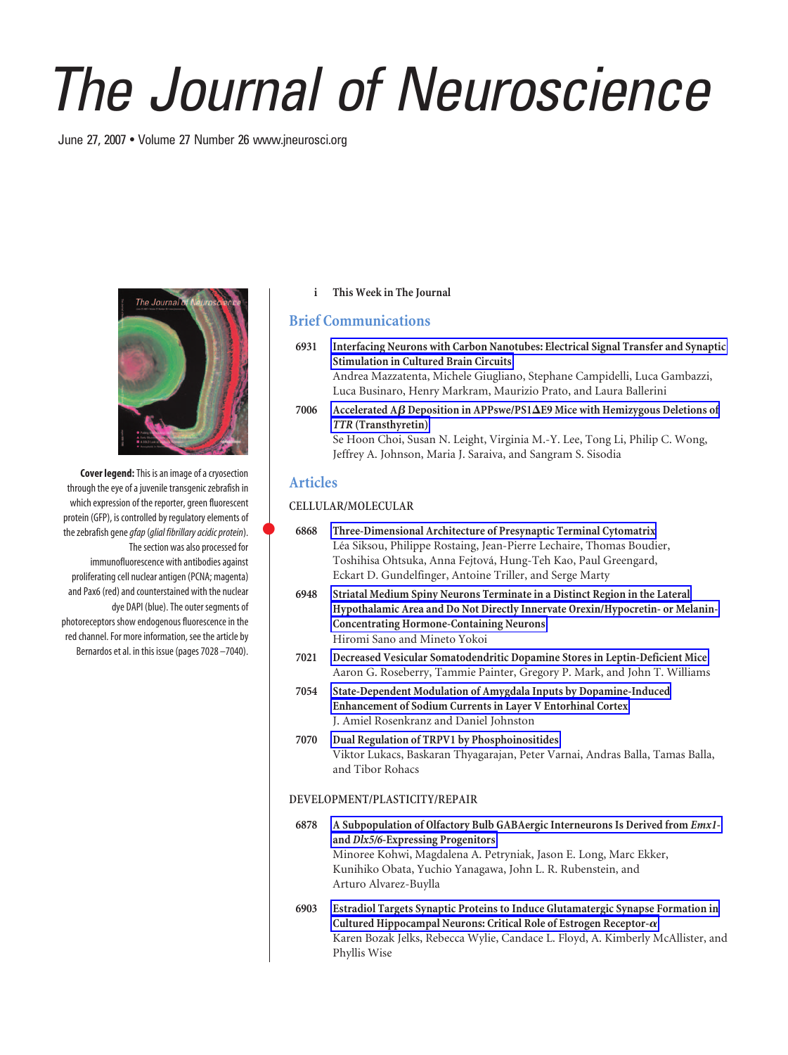# The Journal of Neuroscience

June 27, 2007 • Volume 27 Number 26 www.jneurosci.org

**Cover legend:** This is an image of a cryosection through the eye of a juvenile transgenic zebrafish in which expression of the reporter, green fluorescent protein (GFP), is controlled by regulatory elements of the zebrafish gene *gfap* (*glial fibrillary acidic protein*). The section was also processed for immunofluorescence with antibodies against proliferating cell nuclear antigen (PCNA; magenta) and Pax6 (red) and counterstained with the nuclear dye DAPI (blue). The outer segments of photoreceptors show endogenous fluorescence in the red channel. For more information, see the article by Bernardos et al. in this issue (pages 7028–7040).

i **This Week in The Journal**

## Brief Communications

6931 **Interfacing Neurons with Carbon Nanotubes: Electrical Signal Transfer and Synaptic Stimulation in Cultured Brain Circuits**
Andrea Mazzatenta, Michele Giugliano, Stephane Campidelli, Luca Gambazzi, Luca Businaro, Henry Markram, Maurizio Prato, and Laura Ballerini

7006 **Accelerated A$\beta$ Deposition in APPswe/PS1$\Delta$E9 Mice with Hemizygous Deletions of *TTR* (Transthyretin)**
Se Hoon Choi, Susan N. Leight, Virginia M.-Y. Lee, Tong Li, Philip C. Wong, Jeffrey A. Johnson, Maria J. Saraiva, and Sangram S. Sisodia

## Articles

### CELLULAR/MOLECULAR

6868 **Three-Dimensional Architecture of Presynaptic Terminal Cytomatrix**
Léa Siksou, Philippe Rostaing, Jean-Pierre Lechaire, Thomas Boudier, Toshihisa Ohtsuka, Anna Fejtová, Hung-Teh Kao, Paul Greengard, Eckart D. Gundelfinger, Antoine Triller, and Serge Marty

6948 **Striatal Medium Spiny Neurons Terminate in a Distinct Region in the Lateral Hypothalamic Area and Do Not Directly Innervate Orexin/Hypocretin- or Melanin-Concentrating Hormone-Containing Neurons**
Hiromi Sano and Mineto Yokoi

7021 **Decreased Vesicular Somatodendritic Dopamine Stores in Leptin-Deficient Mice**
Aaron G. Roseberry, Tammie Painter, Gregory P. Mark, and John T. Williams

7054 **State-Dependent Modulation of Amygdala Inputs by Dopamine-Induced Enhancement of Sodium Currents in Layer V Entorhinal Cortex**
J. Amiel Rosenkranz and Daniel Johnston

7070 **Dual Regulation of TRPV1 by Phosphoinositides**
Viktor Lukacs, Baskaran Thyagarajan, Peter Varnai, Andras Balla, Tamas Balla, and Tibor Rohacs

### DEVELOPMENT/PLASTICITY/REPAIR

6878 **A Subpopulation of Olfactory Bulb GABAergic Interneurons Is Derived from *Emx1*- and *Dlx5/6*-Expressing Progenitors**
Minoree Kohwi, Magdalena A. Petryniak, Jason E. Long, Marc Ekker, Kunihiko Obata, Yuchio Yanagawa, John L. R. Rubenstein, and Arturo Alvarez-Buylla

6903 **Estradiol Targets Synaptic Proteins to Induce Glutamatergic Synapse Formation in Cultured Hippocampal Neurons: Critical Role of Estrogen Receptor-$\alpha$**
Karen Bozak Jelks, Rebecca Wylie, Candace L. Floyd, A. Kimberly McAllister, and Phyllis Wise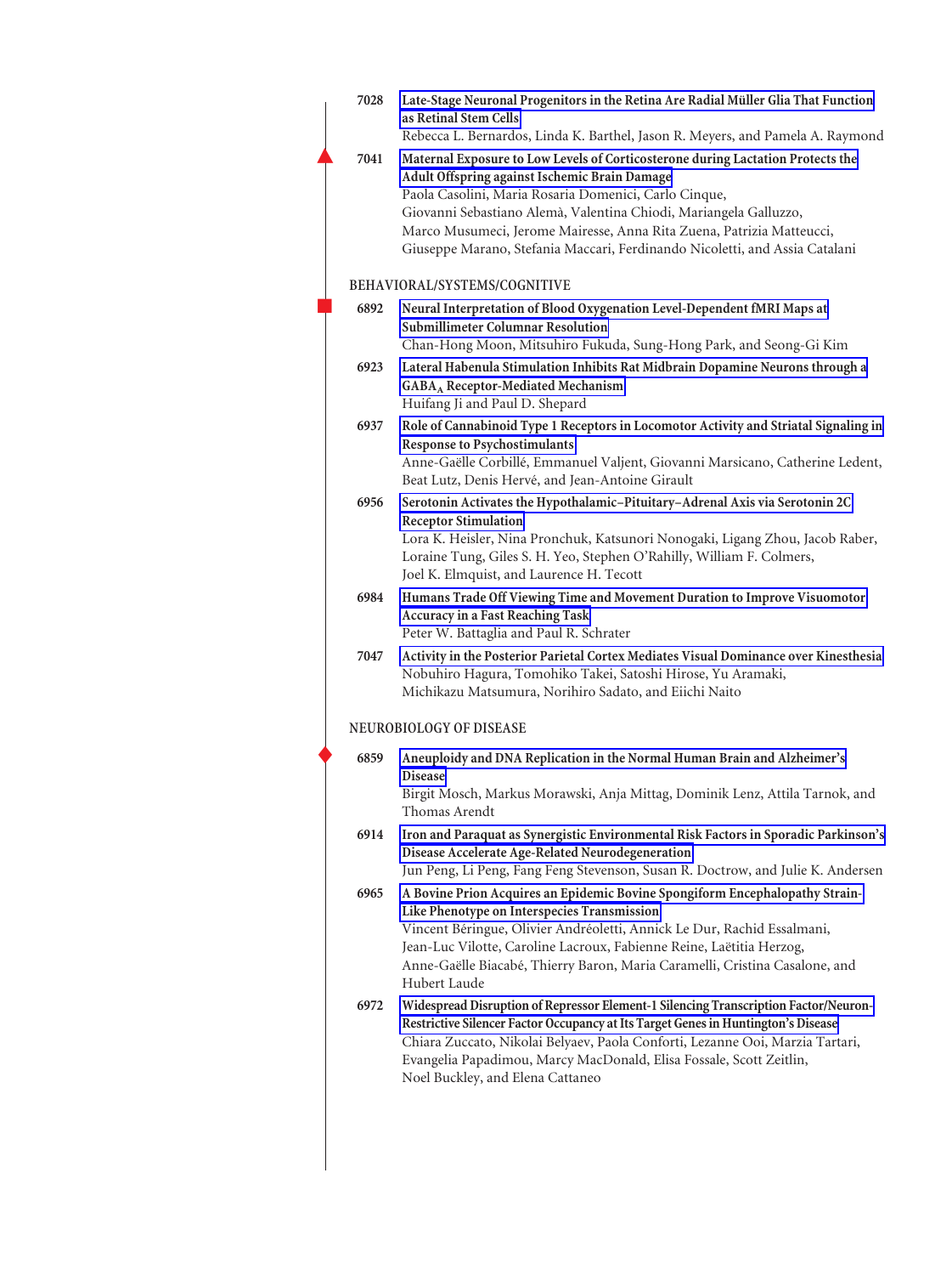**7028** **Late-Stage Neuronal Progenitors in the Retina Are Radial Müller Glia That Function as Retinal Stem Cells**
Rebecca L. Bernardos, Linda K. Barthel, Jason R. Meyers, and Pamela A. Raymond

**7041** **Maternal Exposure to Low Levels of Corticosterone during Lactation Protects the Adult Offspring against Ischemic Brain Damage**
Paola Casolini, Maria Rosaria Domenici, Carlo Cinque, Giovanni Sebastiano Alemà, Valentina Chiodi, Mariangela Galluzzo, Marco Musumeci, Jerome Mairesse, Anna Rita Zuena, Patrizia Matteucci, Giuseppe Marano, Stefania Maccari, Ferdinando Nicoletti, and Assia Catalani

## BEHAVIORAL/SYSTEMS/COGNITIVE

**6892** **Neural Interpretation of Blood Oxygenation Level-Dependent fMRI Maps at Submillimeter Columnar Resolution**
Chan-Hong Moon, Mitsuhiro Fukuda, Sung-Hong Park, and Seong-Gi Kim

**6923** **Lateral Habenula Stimulation Inhibits Rat Midbrain Dopamine Neurons through a $GABA_A$ Receptor-Mediated Mechanism**
Huifang Ji and Paul D. Shepard

**6937** **Role of Cannabinoid Type 1 Receptors in Locomotor Activity and Striatal Signaling in Response to Psychostimulants**
Anne-Gaëlle Corbillé, Emmanuel Valjent, Giovanni Marsicano, Catherine Ledent, Beat Lutz, Denis Hervé, and Jean-Antoine Girault

**6956** **Serotonin Activates the Hypothalamic–Pituitary–Adrenal Axis via Serotonin 2C Receptor Stimulation**
Lora K. Heisler, Nina Pronchuk, Katsunori Nonogaki, Ligang Zhou, Jacob Raber, Loraine Tung, Giles S. H. Yeo, Stephen O'Rahilly, William F. Colmers, Joel K. Elmquist, and Laurence H. Tecott

**6984** **Humans Trade Off Viewing Time and Movement Duration to Improve Visuomotor Accuracy in a Fast Reaching Task**
Peter W. Battaglia and Paul R. Schrater

**7047** **Activity in the Posterior Parietal Cortex Mediates Visual Dominance over Kinesthesia**
Nobuhiro Hagura, Tomohiko Takei, Satoshi Hirose, Yu Aramaki, Michikazu Matsumura, Norihiro Sadato, and Eiichi Naito

## NEUROBIOLOGY OF DISEASE

**6859** **Aneuploidy and DNA Replication in the Normal Human Brain and Alzheimer's Disease**
Birgit Mosch, Markus Morawski, Anja Mittag, Dominik Lenz, Attila Tarnok, and Thomas Arendt

**6914** **Iron and Paraquat as Synergistic Environmental Risk Factors in Sporadic Parkinson's Disease Accelerate Age-Related Neurodegeneration**
Jun Peng, Li Peng, Fang Feng Stevenson, Susan R. Doctrow, and Julie K. Andersen

**6965** **A Bovine Prion Acquires an Epidemic Bovine Spongiform Encephalopathy Strain-Like Phenotype on Interspecies Transmission**
Vincent Béringue, Olivier Andréoletti, Annick Le Dur, Rachid Essalmani, Jean-Luc Vilotte, Caroline Lacroux, Fabienne Reine, Laëtitia Herzog, Anne-Gaëlle Biacabé, Thierry Baron, Maria Caramelli, Cristina Casalone, and Hubert Laude

**6972** **Widespread Disruption of Repressor Element-1 Silencing Transcription Factor/Neuron-Restrictive Silencer Factor Occupancy at Its Target Genes in Huntington's Disease**
Chiara Zuccato, Nikolai Belyaev, Paola Conforti, Lezanne Ooi, Marzia Tartari, Evangelia Papadimou, Marcy MacDonald, Elisa Fossale, Scott Zeitlin, Noel Buckley, and Elena Cattaneo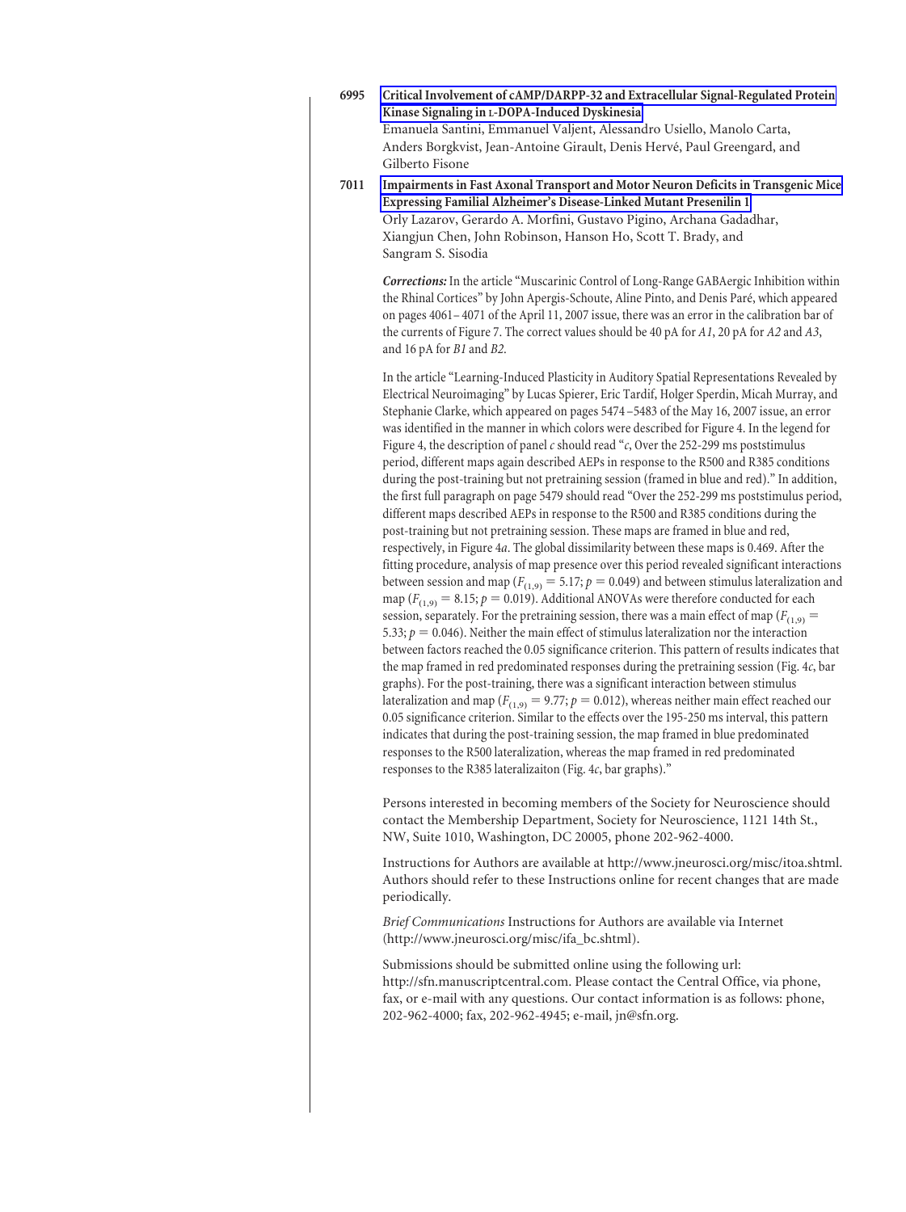6995 **Critical Involvement of cAMP/DARPP-32 and Extracellular Signal-Regulated Protein Kinase Signaling in L-DOPA-Induced Dyskinesia**
Emanuela Santini, Emmanuel Valjent, Alessandro Usiello, Manolo Carta, Anders Borgkvist, Jean-Antoine Girault, Denis Hervé, Paul Greengard, and Gilberto Fisone

7011 **Impairments in Fast Axonal Transport and Motor Neuron Deficits in Transgenic Mice Expressing Familial Alzheimer's Disease-Linked Mutant Presenilin 1**
Orly Lazarov, Gerardo A. Morfini, Gustavo Pigino, Archana Gadadhar, Xiangjun Chen, John Robinson, Hanson Ho, Scott T. Brady, and Sangram S. Sisodia

***Corrections:*** In the article "Muscarinic Control of Long-Range GABAergic Inhibition within the Rhinal Cortices" by John Apergis-Schoute, Aline Pinto, and Denis Paré, which appeared on pages 4061–4071 of the April 11, 2007 issue, there was an error in the calibration bar of the currents of Figure 7. The correct values should be 40 pA for *A1*, 20 pA for *A2* and *A3*, and 16 pA for *B1* and *B2*.

In the article "Learning-Induced Plasticity in Auditory Spatial Representations Revealed by Electrical Neuroimaging" by Lucas Spierer, Eric Tardif, Holger Sperdin, Micah Murray, and Stephanie Clarke, which appeared on pages 5474–5483 of the May 16, 2007 issue, an error was identified in the manner in which colors were described for Figure 4. In the legend for Figure 4, the description of panel *c* should read "*c*, Over the 252-299 ms poststimulus period, different maps again described AEPs in response to the R500 and R385 conditions during the post-training but not pretraining session (framed in blue and red)." In addition, the first full paragraph on page 5479 should read "Over the 252-299 ms poststimulus period, different maps described AEPs in response to the R500 and R385 conditions during the post-training but not pretraining session. These maps are framed in blue and red, respectively, in Figure 4*a*. The global dissimilarity between these maps is 0.469. After the fitting procedure, analysis of map presence over this period revealed significant interactions between session and map ($F_{(1,9)} = 5.17$; $p = 0.049$) and between stimulus lateralization and map ($F_{(1,9)} = 8.15$; $p = 0.019$). Additional ANOVAs were therefore conducted for each session, separately. For the pretraining session, there was a main effect of map ($F_{(1,9)} = 5.33$; $p = 0.046$). Neither the main effect of stimulus lateralization nor the interaction between factors reached the 0.05 significance criterion. This pattern of results indicates that the map framed in red predominated responses during the pretraining session (Fig. 4*c*, bar graphs). For the post-training, there was a significant interaction between stimulus lateralization and map ($F_{(1,9)} = 9.77$; $p = 0.012$), whereas neither main effect reached our 0.05 significance criterion. Similar to the effects over the 195-250 ms interval, this pattern indicates that during the post-training session, the map framed in blue predominated responses to the R500 lateralization, whereas the map framed in red predominated responses to the R385 lateralizaiton (Fig. 4*c*, bar graphs)."

Persons interested in becoming members of the Society for Neuroscience should contact the Membership Department, Society for Neuroscience, 1121 14th St., NW, Suite 1010, Washington, DC 20005, phone 202-962-4000.

Instructions for Authors are available at http://www.jneurosci.org/misc/itoa.shtml. Authors should refer to these Instructions online for recent changes that are made periodically.

*Brief Communications* Instructions for Authors are available via Internet (http://www.jneurosci.org/misc/ifa_bc.shtml).

Submissions should be submitted online using the following url: http://sfn.manuscriptcentral.com. Please contact the Central Office, via phone, fax, or e-mail with any questions. Our contact information is as follows: phone, 202-962-4000; fax, 202-962-4945; e-mail, jn@sfn.org.